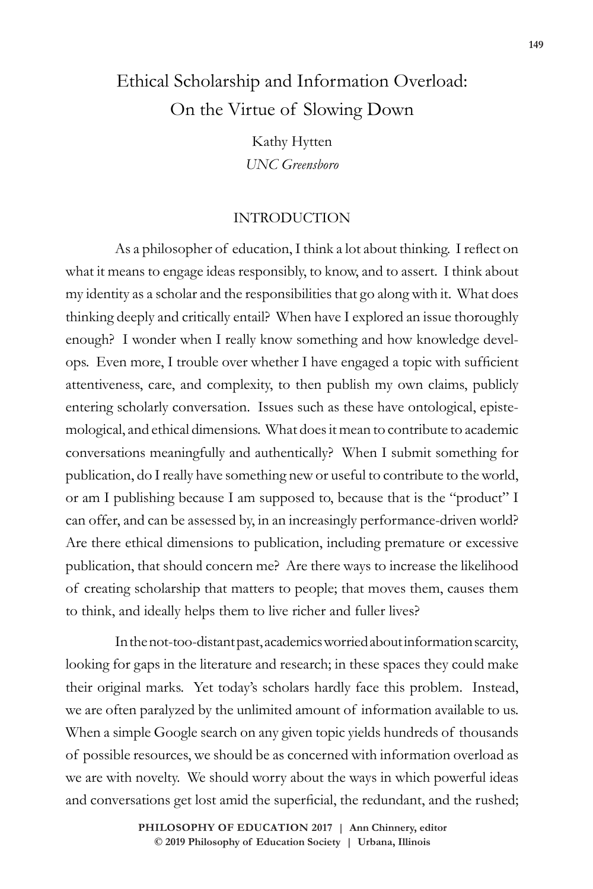# Ethical Scholarship and Information Overload: On the Virtue of Slowing Down

Kathy Hytten
*UNC Greensboro*

## INTRODUCTION

As a philosopher of education, I think a lot about thinking. I reflect on what it means to engage ideas responsibly, to know, and to assert. I think about my identity as a scholar and the responsibilities that go along with it. What does thinking deeply and critically entail? When have I explored an issue thoroughly enough? I wonder when I really know something and how knowledge develops. Even more, I trouble over whether I have engaged a topic with sufficient attentiveness, care, and complexity, to then publish my own claims, publicly entering scholarly conversation. Issues such as these have ontological, epistemological, and ethical dimensions. What does it mean to contribute to academic conversations meaningfully and authentically? When I submit something for publication, do I really have something new or useful to contribute to the world, or am I publishing because I am supposed to, because that is the "product" I can offer, and can be assessed by, in an increasingly performance-driven world? Are there ethical dimensions to publication, including premature or excessive publication, that should concern me? Are there ways to increase the likelihood of creating scholarship that matters to people; that moves them, causes them to think, and ideally helps them to live richer and fuller lives?

In the not-too-distant past, academics worried about information scarcity, looking for gaps in the literature and research; in these spaces they could make their original marks. Yet today's scholars hardly face this problem. Instead, we are often paralyzed by the unlimited amount of information available to us. When a simple Google search on any given topic yields hundreds of thousands of possible resources, we should be as concerned with information overload as we are with novelty. We should worry about the ways in which powerful ideas and conversations get lost amid the superficial, the redundant, and the rushed;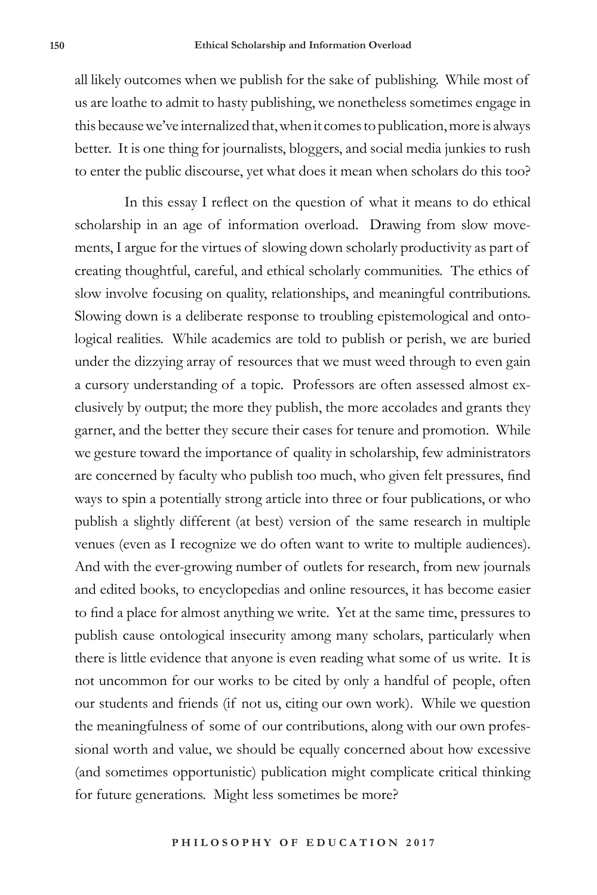all likely outcomes when we publish for the sake of publishing. While most of us are loathe to admit to hasty publishing, we nonetheless sometimes engage in this because we've internalized that, when it comes to publication, more is always better. It is one thing for journalists, bloggers, and social media junkies to rush to enter the public discourse, yet what does it mean when scholars do this too?

In this essay I reflect on the question of what it means to do ethical scholarship in an age of information overload. Drawing from slow movements, I argue for the virtues of slowing down scholarly productivity as part of creating thoughtful, careful, and ethical scholarly communities. The ethics of slow involve focusing on quality, relationships, and meaningful contributions. Slowing down is a deliberate response to troubling epistemological and ontological realities. While academics are told to publish or perish, we are buried under the dizzying array of resources that we must weed through to even gain a cursory understanding of a topic. Professors are often assessed almost exclusively by output; the more they publish, the more accolades and grants they garner, and the better they secure their cases for tenure and promotion. While we gesture toward the importance of quality in scholarship, few administrators are concerned by faculty who publish too much, who given felt pressures, find ways to spin a potentially strong article into three or four publications, or who publish a slightly different (at best) version of the same research in multiple venues (even as I recognize we do often want to write to multiple audiences). And with the ever-growing number of outlets for research, from new journals and edited books, to encyclopedias and online resources, it has become easier to find a place for almost anything we write. Yet at the same time, pressures to publish cause ontological insecurity among many scholars, particularly when there is little evidence that anyone is even reading what some of us write. It is not uncommon for our works to be cited by only a handful of people, often our students and friends (if not us, citing our own work). While we question the meaningfulness of some of our contributions, along with our own professional worth and value, we should be equally concerned about how excessive (and sometimes opportunistic) publication might complicate critical thinking for future generations. Might less sometimes be more?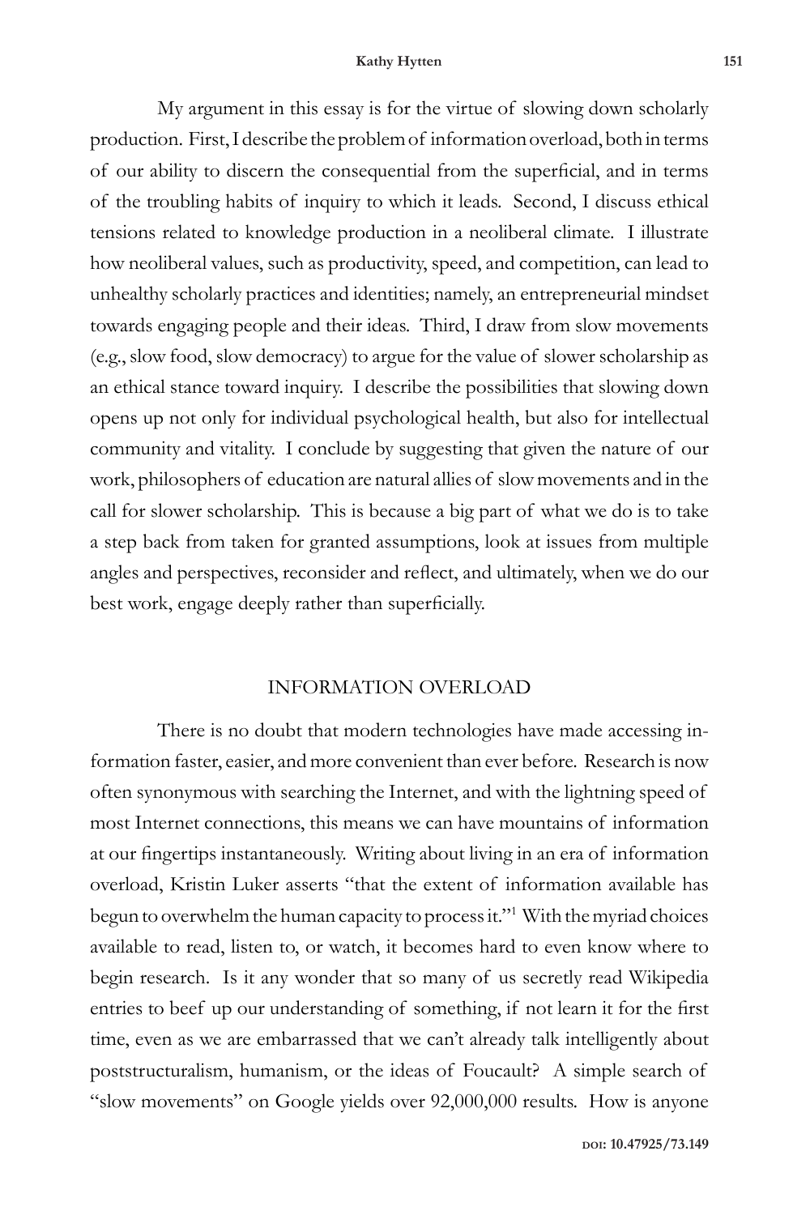My argument in this essay is for the virtue of slowing down scholarly production. First, I describe the problem of information overload, both in terms of our ability to discern the consequential from the superficial, and in terms of the troubling habits of inquiry to which it leads. Second, I discuss ethical tensions related to knowledge production in a neoliberal climate. I illustrate how neoliberal values, such as productivity, speed, and competition, can lead to unhealthy scholarly practices and identities; namely, an entrepreneurial mindset towards engaging people and their ideas. Third, I draw from slow movements (e.g., slow food, slow democracy) to argue for the value of slower scholarship as an ethical stance toward inquiry. I describe the possibilities that slowing down opens up not only for individual psychological health, but also for intellectual community and vitality. I conclude by suggesting that given the nature of our work, philosophers of education are natural allies of slow movements and in the call for slower scholarship. This is because a big part of what we do is to take a step back from taken for granted assumptions, look at issues from multiple angles and perspectives, reconsider and reflect, and ultimately, when we do our best work, engage deeply rather than superficially.

## INFORMATION OVERLOAD

There is no doubt that modern technologies have made accessing information faster, easier, and more convenient than ever before. Research is now often synonymous with searching the Internet, and with the lightning speed of most Internet connections, this means we can have mountains of information at our fingertips instantaneously. Writing about living in an era of information overload, Kristin Luker asserts "that the extent of information available has begun to overwhelm the human capacity to process it."[1] With the myriad choices available to read, listen to, or watch, it becomes hard to even know where to begin research. Is it any wonder that so many of us secretly read Wikipedia entries to beef up our understanding of something, if not learn it for the first time, even as we are embarrassed that we can't already talk intelligently about poststructuralism, humanism, or the ideas of Foucault? A simple search of "slow movements" on Google yields over 92,000,000 results. How is anyone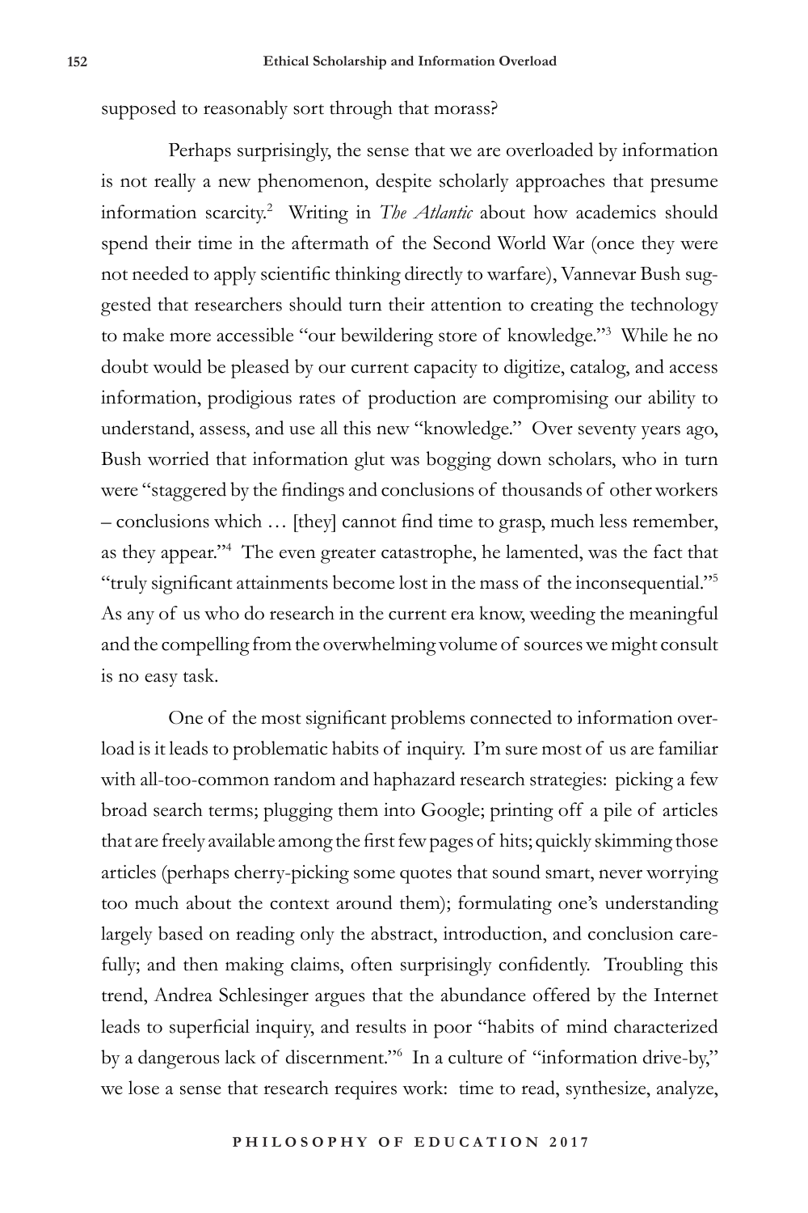supposed to reasonably sort through that morass?

Perhaps surprisingly, the sense that we are overloaded by information is not really a new phenomenon, despite scholarly approaches that presume information scarcity.[2] Writing in *The Atlantic* about how academics should spend their time in the aftermath of the Second World War (once they were not needed to apply scientific thinking directly to warfare), Vannevar Bush suggested that researchers should turn their attention to creating the technology to make more accessible "our bewildering store of knowledge."[3] While he no doubt would be pleased by our current capacity to digitize, catalog, and access information, prodigious rates of production are compromising our ability to understand, assess, and use all this new "knowledge." Over seventy years ago, Bush worried that information glut was bogging down scholars, who in turn were "staggered by the findings and conclusions of thousands of other workers – conclusions which … [they] cannot find time to grasp, much less remember, as they appear."[4] The even greater catastrophe, he lamented, was the fact that "truly significant attainments become lost in the mass of the inconsequential."[5] As any of us who do research in the current era know, weeding the meaningful and the compelling from the overwhelming volume of sources we might consult is no easy task.

One of the most significant problems connected to information overload is it leads to problematic habits of inquiry. I'm sure most of us are familiar with all-too-common random and haphazard research strategies: picking a few broad search terms; plugging them into Google; printing off a pile of articles that are freely available among the first few pages of hits; quickly skimming those articles (perhaps cherry-picking some quotes that sound smart, never worrying too much about the context around them); formulating one's understanding largely based on reading only the abstract, introduction, and conclusion carefully; and then making claims, often surprisingly confidently. Troubling this trend, Andrea Schlesinger argues that the abundance offered by the Internet leads to superficial inquiry, and results in poor "habits of mind characterized by a dangerous lack of discernment."[6] In a culture of "information drive-by," we lose a sense that research requires work: time to read, synthesize, analyze,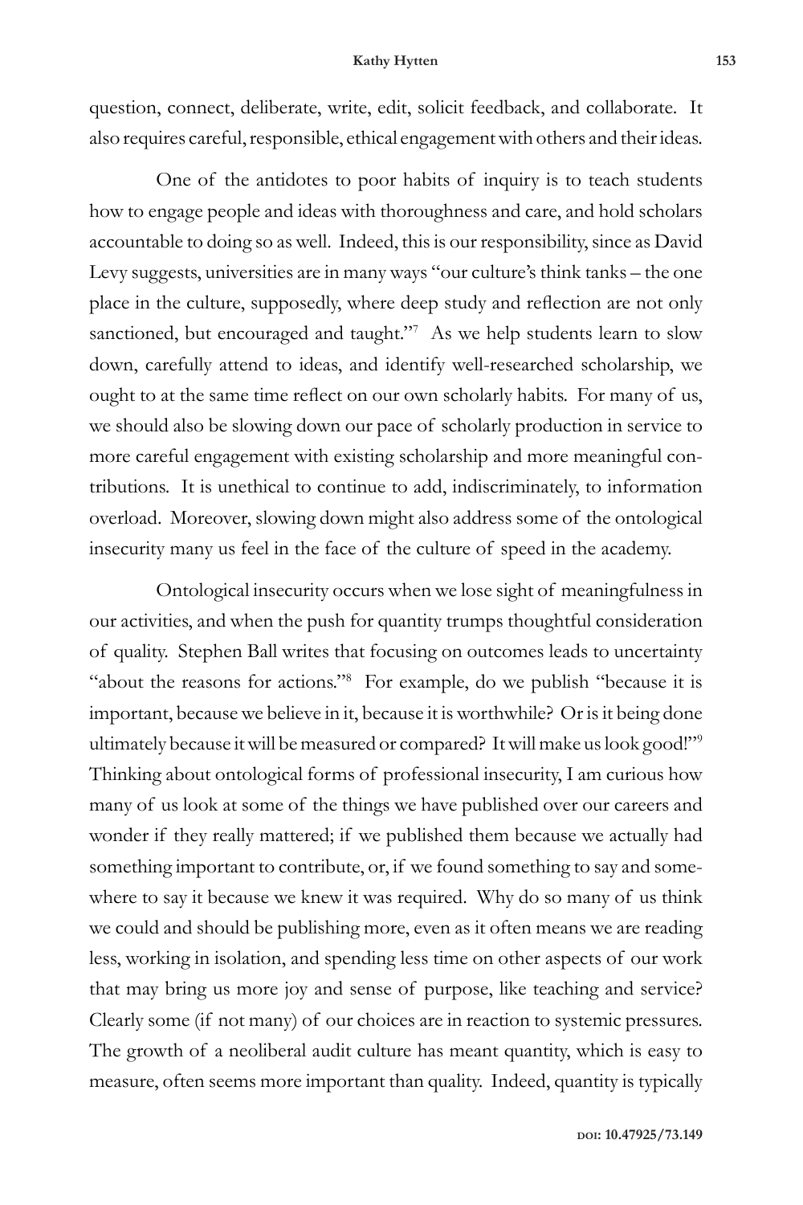question, connect, deliberate, write, edit, solicit feedback, and collaborate. It also requires careful, responsible, ethical engagement with others and their ideas.

One of the antidotes to poor habits of inquiry is to teach students how to engage people and ideas with thoroughness and care, and hold scholars accountable to doing so as well. Indeed, this is our responsibility, since as David Levy suggests, universities are in many ways "our culture's think tanks – the one place in the culture, supposedly, where deep study and reflection are not only sanctioned, but encouraged and taught."[7] As we help students learn to slow down, carefully attend to ideas, and identify well-researched scholarship, we ought to at the same time reflect on our own scholarly habits. For many of us, we should also be slowing down our pace of scholarly production in service to more careful engagement with existing scholarship and more meaningful contributions. It is unethical to continue to add, indiscriminately, to information overload. Moreover, slowing down might also address some of the ontological insecurity many us feel in the face of the culture of speed in the academy.

Ontological insecurity occurs when we lose sight of meaningfulness in our activities, and when the push for quantity trumps thoughtful consideration of quality. Stephen Ball writes that focusing on outcomes leads to uncertainty "about the reasons for actions."[8] For example, do we publish "because it is important, because we believe in it, because it is worthwhile? Or is it being done ultimately because it will be measured or compared? It will make us look good!"[9] Thinking about ontological forms of professional insecurity, I am curious how many of us look at some of the things we have published over our careers and wonder if they really mattered; if we published them because we actually had something important to contribute, or, if we found something to say and somewhere to say it because we knew it was required. Why do so many of us think we could and should be publishing more, even as it often means we are reading less, working in isolation, and spending less time on other aspects of our work that may bring us more joy and sense of purpose, like teaching and service? Clearly some (if not many) of our choices are in reaction to systemic pressures. The growth of a neoliberal audit culture has meant quantity, which is easy to measure, often seems more important than quality. Indeed, quantity is typically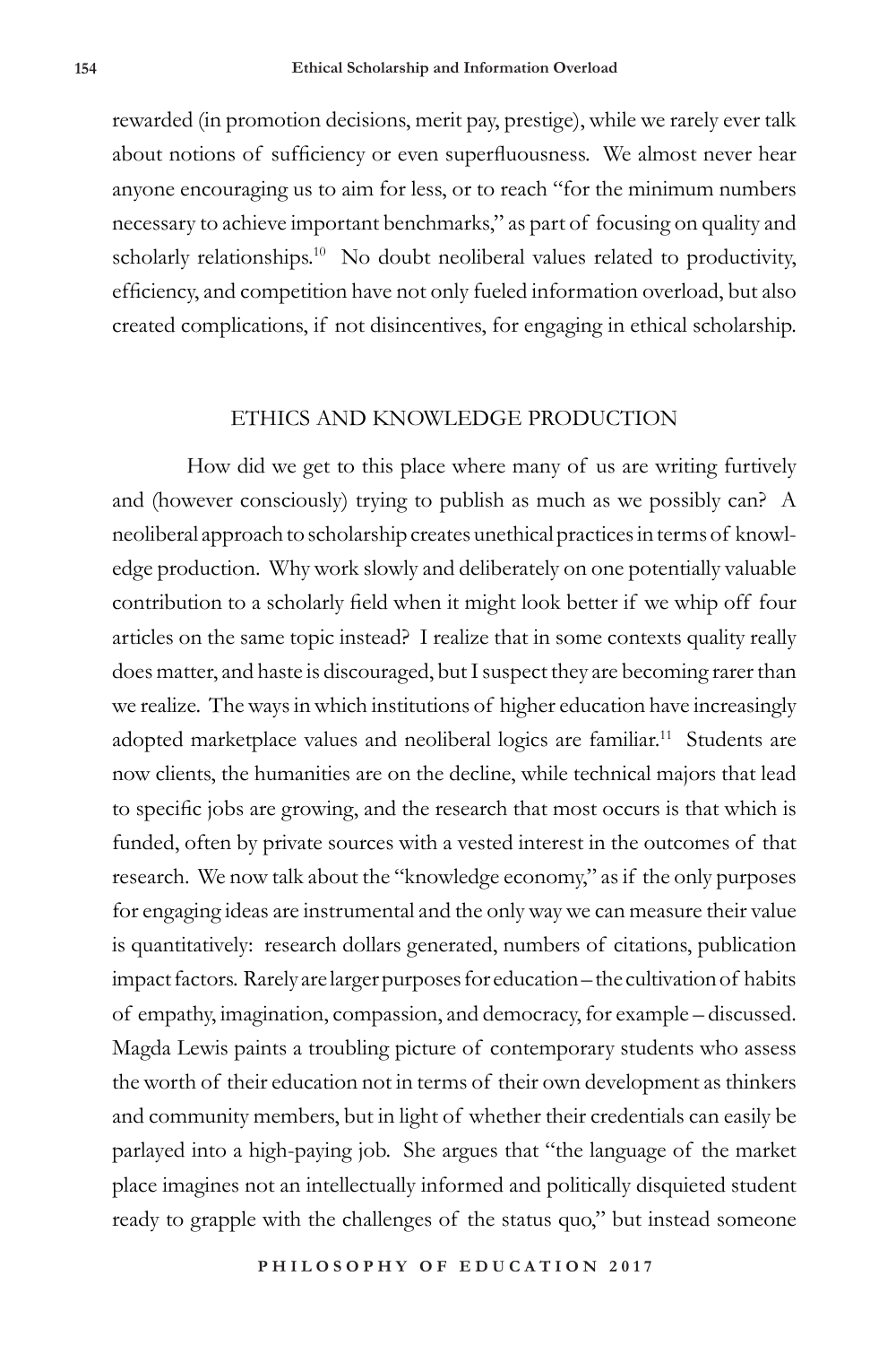rewarded (in promotion decisions, merit pay, prestige), while we rarely ever talk about notions of sufficiency or even superfluousness. We almost never hear anyone encouraging us to aim for less, or to reach "for the minimum numbers necessary to achieve important benchmarks," as part of focusing on quality and scholarly relationships.[10] No doubt neoliberal values related to productivity, efficiency, and competition have not only fueled information overload, but also created complications, if not disincentives, for engaging in ethical scholarship.

## ETHICS AND KNOWLEDGE PRODUCTION

How did we get to this place where many of us are writing furtively and (however consciously) trying to publish as much as we possibly can? A neoliberal approach to scholarship creates unethical practices in terms of knowledge production. Why work slowly and deliberately on one potentially valuable contribution to a scholarly field when it might look better if we whip off four articles on the same topic instead? I realize that in some contexts quality really does matter, and haste is discouraged, but I suspect they are becoming rarer than we realize. The ways in which institutions of higher education have increasingly adopted marketplace values and neoliberal logics are familiar.[11] Students are now clients, the humanities are on the decline, while technical majors that lead to specific jobs are growing, and the research that most occurs is that which is funded, often by private sources with a vested interest in the outcomes of that research. We now talk about the "knowledge economy," as if the only purposes for engaging ideas are instrumental and the only way we can measure their value is quantitatively: research dollars generated, numbers of citations, publication impact factors. Rarely are larger purposes for education – the cultivation of habits of empathy, imagination, compassion, and democracy, for example – discussed. Magda Lewis paints a troubling picture of contemporary students who assess the worth of their education not in terms of their own development as thinkers and community members, but in light of whether their credentials can easily be parlayed into a high-paying job. She argues that "the language of the market place imagines not an intellectually informed and politically disquieted student ready to grapple with the challenges of the status quo," but instead someone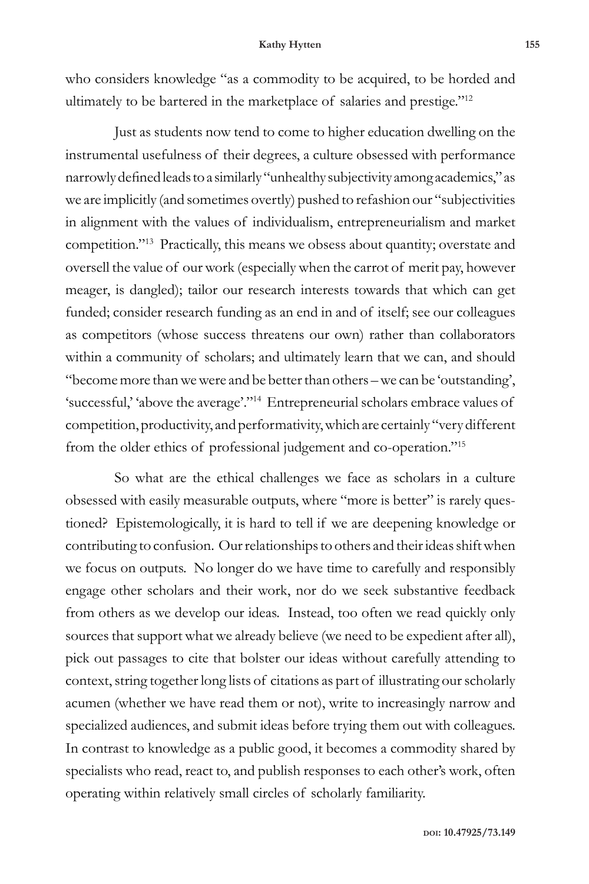who considers knowledge "as a commodity to be acquired, to be horded and ultimately to be bartered in the marketplace of salaries and prestige."[12]

Just as students now tend to come to higher education dwelling on the instrumental usefulness of their degrees, a culture obsessed with performance narrowly defined leads to a similarly "unhealthy subjectivity among academics," as we are implicitly (and sometimes overtly) pushed to refashion our "subjectivities in alignment with the values of individualism, entrepreneurialism and market competition."[13] Practically, this means we obsess about quantity; overstate and oversell the value of our work (especially when the carrot of merit pay, however meager, is dangled); tailor our research interests towards that which can get funded; consider research funding as an end in and of itself; see our colleagues as competitors (whose success threatens our own) rather than collaborators within a community of scholars; and ultimately learn that we can, and should "become more than we were and be better than others – we can be 'outstanding', 'successful,' 'above the average'."[14] Entrepreneurial scholars embrace values of competition, productivity, and performativity, which are certainly "very different from the older ethics of professional judgement and co-operation."[15]

So what are the ethical challenges we face as scholars in a culture obsessed with easily measurable outputs, where "more is better" is rarely questioned? Epistemologically, it is hard to tell if we are deepening knowledge or contributing to confusion. Our relationships to others and their ideas shift when we focus on outputs. No longer do we have time to carefully and responsibly engage other scholars and their work, nor do we seek substantive feedback from others as we develop our ideas. Instead, too often we read quickly only sources that support what we already believe (we need to be expedient after all), pick out passages to cite that bolster our ideas without carefully attending to context, string together long lists of citations as part of illustrating our scholarly acumen (whether we have read them or not), write to increasingly narrow and specialized audiences, and submit ideas before trying them out with colleagues. In contrast to knowledge as a public good, it becomes a commodity shared by specialists who read, react to, and publish responses to each other's work, often operating within relatively small circles of scholarly familiarity.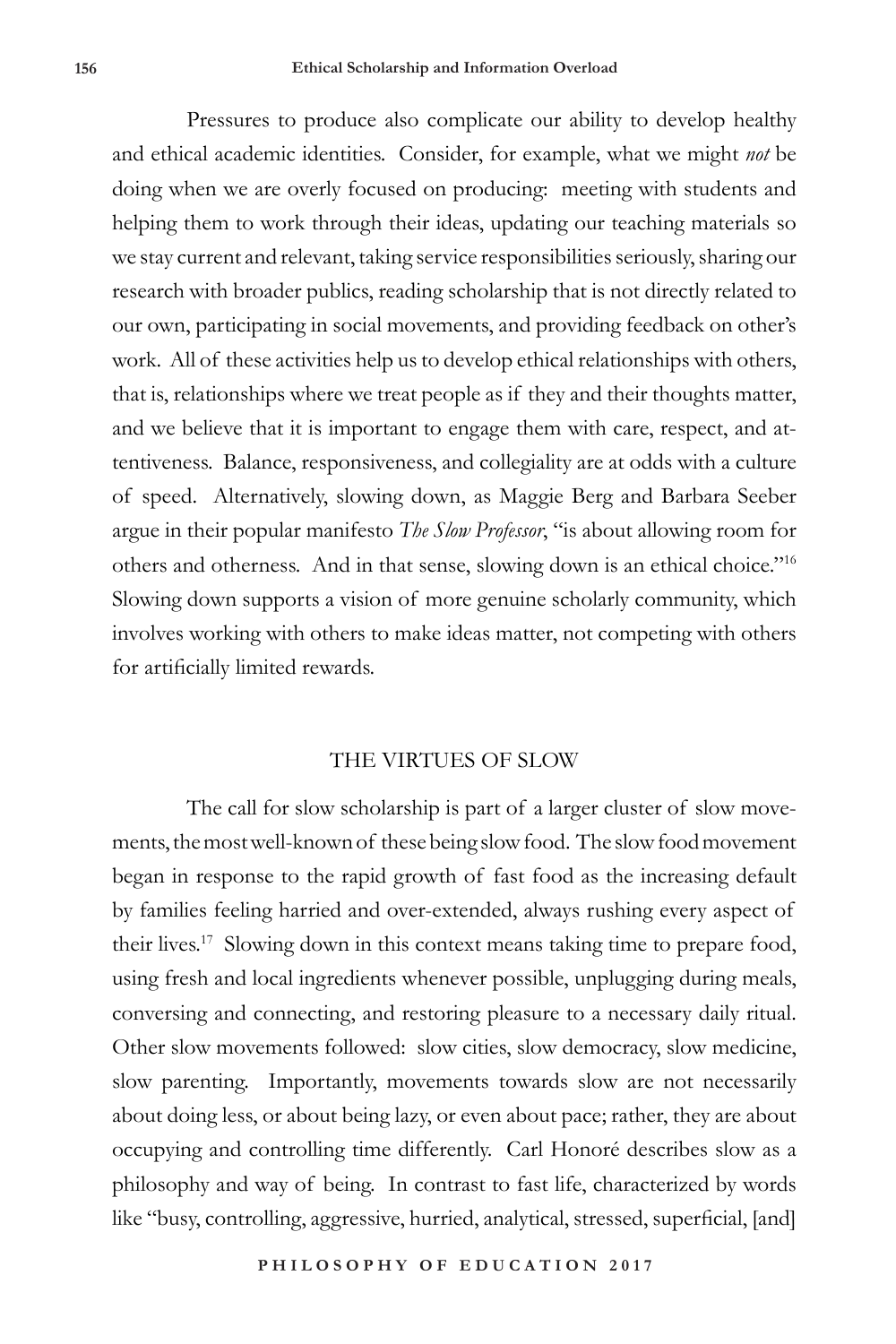Pressures to produce also complicate our ability to develop healthy and ethical academic identities. Consider, for example, what we might *not* be doing when we are overly focused on producing: meeting with students and helping them to work through their ideas, updating our teaching materials so we stay current and relevant, taking service responsibilities seriously, sharing our research with broader publics, reading scholarship that is not directly related to our own, participating in social movements, and providing feedback on other's work. All of these activities help us to develop ethical relationships with others, that is, relationships where we treat people as if they and their thoughts matter, and we believe that it is important to engage them with care, respect, and attentiveness. Balance, responsiveness, and collegiality are at odds with a culture of speed. Alternatively, slowing down, as Maggie Berg and Barbara Seeber argue in their popular manifesto *The Slow Professor*, "is about allowing room for others and otherness. And in that sense, slowing down is an ethical choice."[16] Slowing down supports a vision of more genuine scholarly community, which involves working with others to make ideas matter, not competing with others for artificially limited rewards.

## THE VIRTUES OF SLOW

The call for slow scholarship is part of a larger cluster of slow movements, the most well-known of these being slow food. The slow food movement began in response to the rapid growth of fast food as the increasing default by families feeling harried and over-extended, always rushing every aspect of their lives.[17] Slowing down in this context means taking time to prepare food, using fresh and local ingredients whenever possible, unplugging during meals, conversing and connecting, and restoring pleasure to a necessary daily ritual. Other slow movements followed: slow cities, slow democracy, slow medicine, slow parenting. Importantly, movements towards slow are not necessarily about doing less, or about being lazy, or even about pace; rather, they are about occupying and controlling time differently. Carl Honoré describes slow as a philosophy and way of being. In contrast to fast life, characterized by words like "busy, controlling, aggressive, hurried, analytical, stressed, superficial, [and]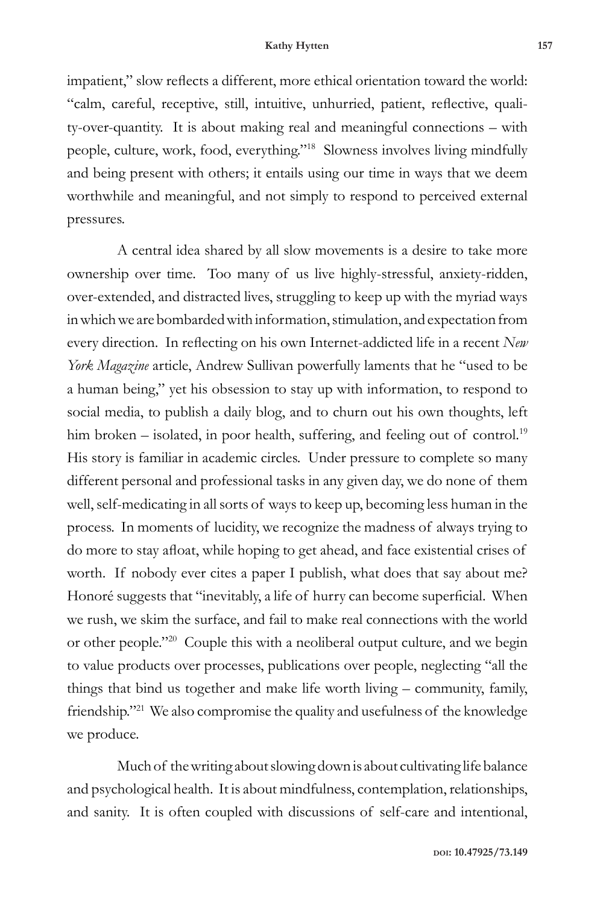impatient," slow reflects a different, more ethical orientation toward the world: "calm, careful, receptive, still, intuitive, unhurried, patient, reflective, quality-over-quantity. It is about making real and meaningful connections – with people, culture, work, food, everything."[18] Slowness involves living mindfully and being present with others; it entails using our time in ways that we deem worthwhile and meaningful, and not simply to respond to perceived external pressures.

A central idea shared by all slow movements is a desire to take more ownership over time. Too many of us live highly-stressful, anxiety-ridden, over-extended, and distracted lives, struggling to keep up with the myriad ways in which we are bombarded with information, stimulation, and expectation from every direction. In reflecting on his own Internet-addicted life in a recent *New York Magazine* article, Andrew Sullivan powerfully laments that he "used to be a human being," yet his obsession to stay up with information, to respond to social media, to publish a daily blog, and to churn out his own thoughts, left him broken – isolated, in poor health, suffering, and feeling out of control.[19] His story is familiar in academic circles. Under pressure to complete so many different personal and professional tasks in any given day, we do none of them well, self-medicating in all sorts of ways to keep up, becoming less human in the process. In moments of lucidity, we recognize the madness of always trying to do more to stay afloat, while hoping to get ahead, and face existential crises of worth. If nobody ever cites a paper I publish, what does that say about me? Honoré suggests that "inevitably, a life of hurry can become superficial. When we rush, we skim the surface, and fail to make real connections with the world or other people."[20] Couple this with a neoliberal output culture, and we begin to value products over processes, publications over people, neglecting "all the things that bind us together and make life worth living – community, family, friendship."[21] We also compromise the quality and usefulness of the knowledge we produce.

Much of the writing about slowing down is about cultivating life balance and psychological health. It is about mindfulness, contemplation, relationships, and sanity. It is often coupled with discussions of self-care and intentional,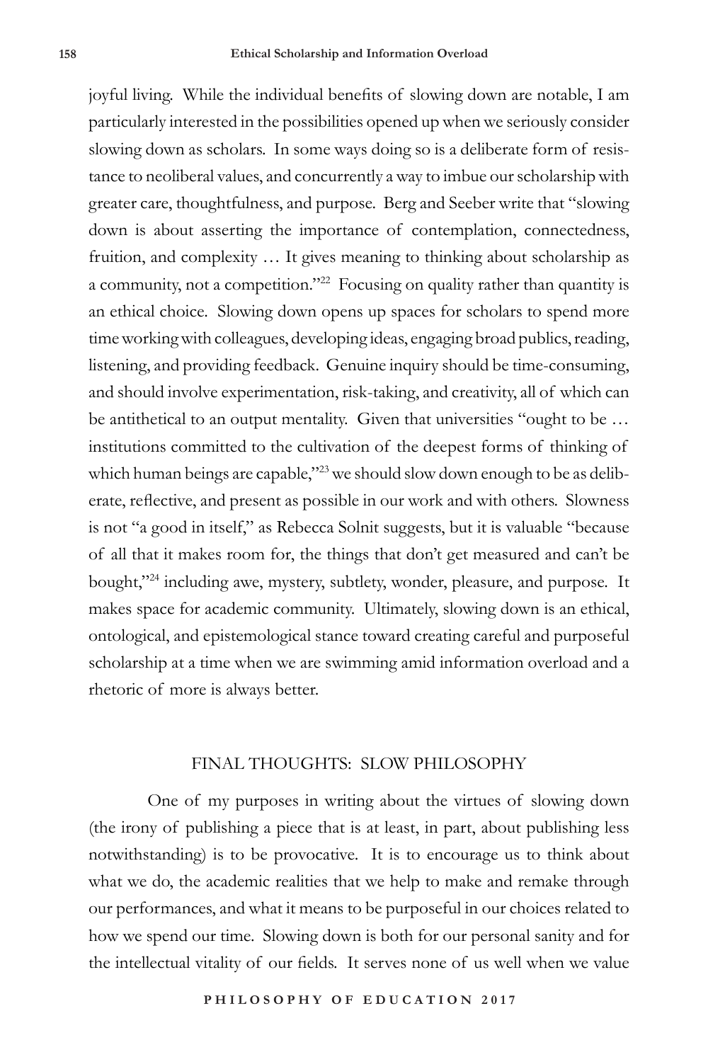joyful living. While the individual benefits of slowing down are notable, I am particularly interested in the possibilities opened up when we seriously consider slowing down as scholars. In some ways doing so is a deliberate form of resistance to neoliberal values, and concurrently a way to imbue our scholarship with greater care, thoughtfulness, and purpose. Berg and Seeber write that "slowing down is about asserting the importance of contemplation, connectedness, fruition, and complexity … It gives meaning to thinking about scholarship as a community, not a competition."[22] Focusing on quality rather than quantity is an ethical choice. Slowing down opens up spaces for scholars to spend more time working with colleagues, developing ideas, engaging broad publics, reading, listening, and providing feedback. Genuine inquiry should be time-consuming, and should involve experimentation, risk-taking, and creativity, all of which can be antithetical to an output mentality. Given that universities "ought to be … institutions committed to the cultivation of the deepest forms of thinking of which human beings are capable,"[23] we should slow down enough to be as deliberate, reflective, and present as possible in our work and with others. Slowness is not "a good in itself," as Rebecca Solnit suggests, but it is valuable "because of all that it makes room for, the things that don't get measured and can't be bought,"[24] including awe, mystery, subtlety, wonder, pleasure, and purpose. It makes space for academic community. Ultimately, slowing down is an ethical, ontological, and epistemological stance toward creating careful and purposeful scholarship at a time when we are swimming amid information overload and a rhetoric of more is always better.

## FINAL THOUGHTS: SLOW PHILOSOPHY

One of my purposes in writing about the virtues of slowing down (the irony of publishing a piece that is at least, in part, about publishing less notwithstanding) is to be provocative. It is to encourage us to think about what we do, the academic realities that we help to make and remake through our performances, and what it means to be purposeful in our choices related to how we spend our time. Slowing down is both for our personal sanity and for the intellectual vitality of our fields. It serves none of us well when we value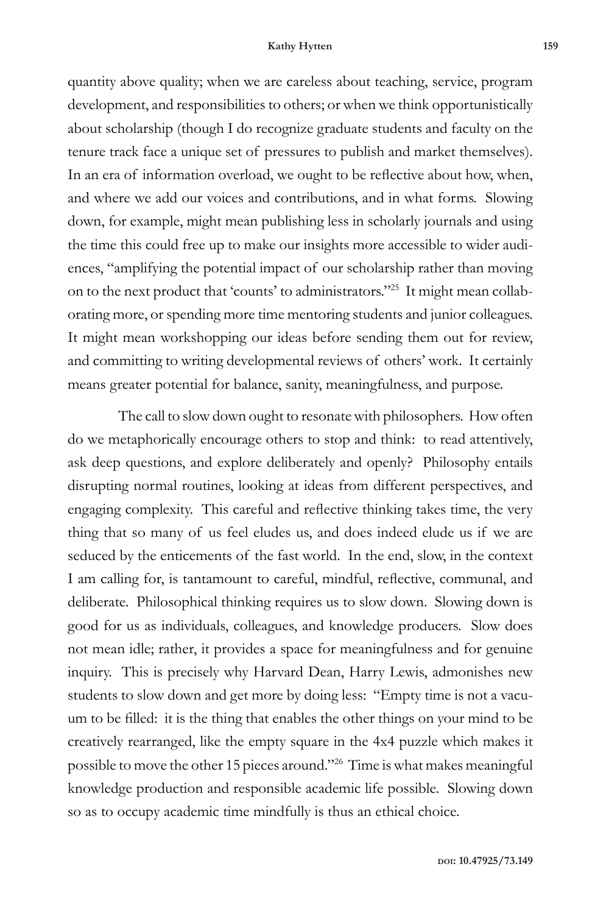quantity above quality; when we are careless about teaching, service, program development, and responsibilities to others; or when we think opportunistically about scholarship (though I do recognize graduate students and faculty on the tenure track face a unique set of pressures to publish and market themselves). In an era of information overload, we ought to be reflective about how, when, and where we add our voices and contributions, and in what forms. Slowing down, for example, might mean publishing less in scholarly journals and using the time this could free up to make our insights more accessible to wider audiences, "amplifying the potential impact of our scholarship rather than moving on to the next product that 'counts' to administrators."[25] It might mean collaborating more, or spending more time mentoring students and junior colleagues. It might mean workshopping our ideas before sending them out for review, and committing to writing developmental reviews of others' work. It certainly means greater potential for balance, sanity, meaningfulness, and purpose.

The call to slow down ought to resonate with philosophers. How often do we metaphorically encourage others to stop and think: to read attentively, ask deep questions, and explore deliberately and openly? Philosophy entails disrupting normal routines, looking at ideas from different perspectives, and engaging complexity. This careful and reflective thinking takes time, the very thing that so many of us feel eludes us, and does indeed elude us if we are seduced by the enticements of the fast world. In the end, slow, in the context I am calling for, is tantamount to careful, mindful, reflective, communal, and deliberate. Philosophical thinking requires us to slow down. Slowing down is good for us as individuals, colleagues, and knowledge producers. Slow does not mean idle; rather, it provides a space for meaningfulness and for genuine inquiry. This is precisely why Harvard Dean, Harry Lewis, admonishes new students to slow down and get more by doing less: "Empty time is not a vacuum to be filled: it is the thing that enables the other things on your mind to be creatively rearranged, like the empty square in the 4x4 puzzle which makes it possible to move the other 15 pieces around."[26] Time is what makes meaningful knowledge production and responsible academic life possible. Slowing down so as to occupy academic time mindfully is thus an ethical choice.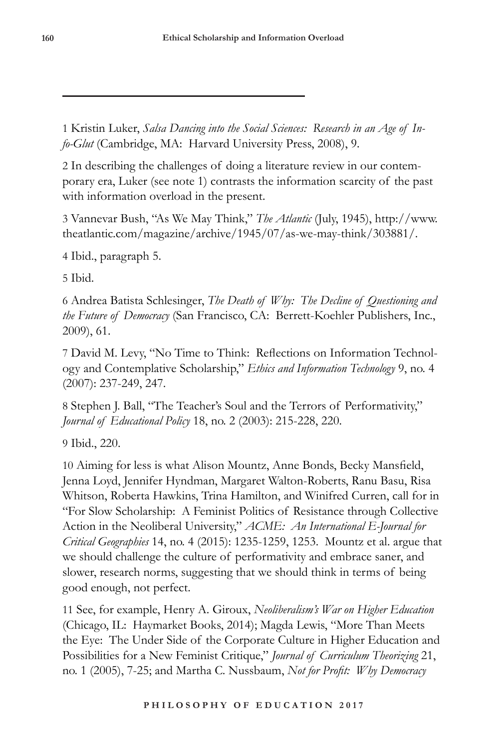1 Kristin Luker, *Salsa Dancing into the Social Sciences: Research in an Age of Info-Glut* (Cambridge, MA: Harvard University Press, 2008), 9.

2 In describing the challenges of doing a literature review in our contemporary era, Luker (see note 1) contrasts the information scarcity of the past with information overload in the present.

3 Vannevar Bush, "As We May Think," *The Atlantic* (July, 1945), http://www.theatlantic.com/magazine/archive/1945/07/as-we-may-think/303881/.

4 Ibid., paragraph 5.

5 Ibid.

6 Andrea Batista Schlesinger, *The Death of Why: The Decline of Questioning and the Future of Democracy* (San Francisco, CA: Berrett-Koehler Publishers, Inc., 2009), 61.

7 David M. Levy, "No Time to Think: Reflections on Information Technology and Contemplative Scholarship," *Ethics and Information Technology* 9, no. 4 (2007): 237-249, 247.

8 Stephen J. Ball, "The Teacher's Soul and the Terrors of Performativity," *Journal of Educational Policy* 18, no. 2 (2003): 215-228, 220.

9 Ibid., 220.

10 Aiming for less is what Alison Mountz, Anne Bonds, Becky Mansfield, Jenna Loyd, Jennifer Hyndman, Margaret Walton-Roberts, Ranu Basu, Risa Whitson, Roberta Hawkins, Trina Hamilton, and Winifred Curren, call for in "For Slow Scholarship: A Feminist Politics of Resistance through Collective Action in the Neoliberal University," *ACME: An International E-Journal for Critical Geographies* 14, no. 4 (2015): 1235-1259, 1253. Mountz et al. argue that we should challenge the culture of performativity and embrace saner, and slower, research norms, suggesting that we should think in terms of being good enough, not perfect.

11 See, for example, Henry A. Giroux, *Neoliberalism's War on Higher Education* (Chicago, IL: Haymarket Books, 2014); Magda Lewis, "More Than Meets the Eye: The Under Side of the Corporate Culture in Higher Education and Possibilities for a New Feminist Critique," *Journal of Curriculum Theorizing* 21, no. 1 (2005), 7-25; and Martha C. Nussbaum, *Not for Profit: Why Democracy*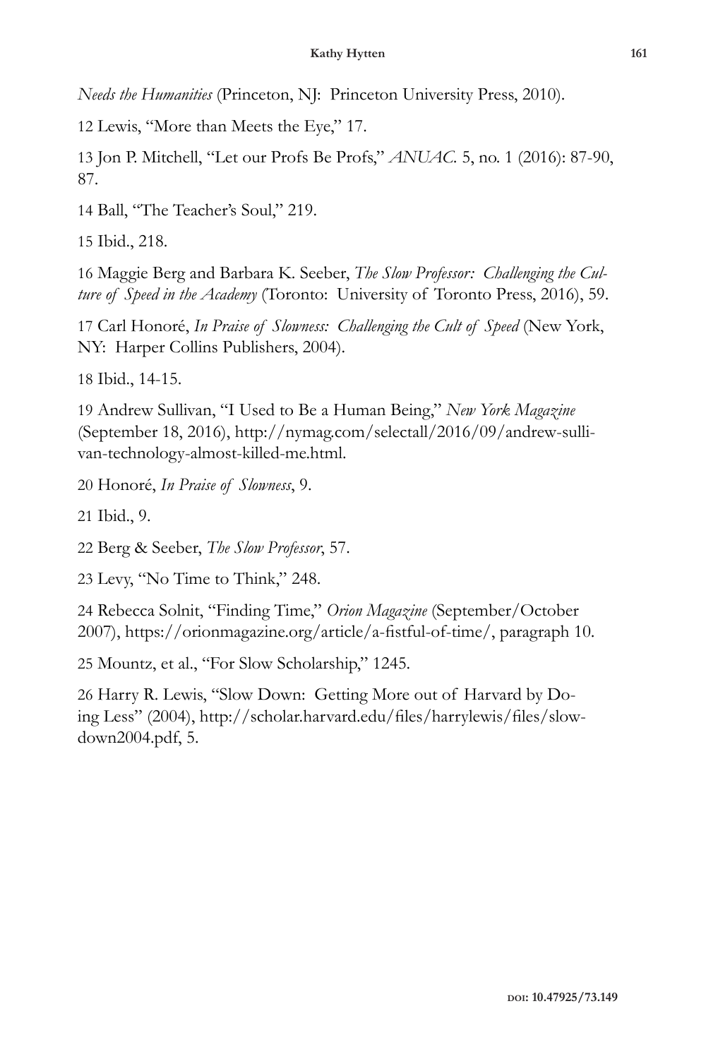*Needs the Humanities* (Princeton, NJ: Princeton University Press, 2010).

12 Lewis, "More than Meets the Eye," 17.

13 Jon P. Mitchell, "Let our Profs Be Profs," *ANUAC.* 5, no. 1 (2016): 87-90, 87.

14 Ball, "The Teacher's Soul," 219.

15 Ibid., 218.

16 Maggie Berg and Barbara K. Seeber, *The Slow Professor: Challenging the Culture of Speed in the Academy* (Toronto: University of Toronto Press, 2016), 59.

17 Carl Honoré, *In Praise of Slowness: Challenging the Cult of Speed* (New York, NY: Harper Collins Publishers, 2004).

18 Ibid., 14-15.

19 Andrew Sullivan, "I Used to Be a Human Being," *New York Magazine* (September 18, 2016), http://nymag.com/selectall/2016/09/andrew-sullivan-technology-almost-killed-me.html.

20 Honoré, *In Praise of Slowness*, 9.

21 Ibid., 9.

22 Berg & Seeber, *The Slow Professor*, 57.

23 Levy, "No Time to Think," 248.

24 Rebecca Solnit, "Finding Time," *Orion Magazine* (September/October 2007), https://orionmagazine.org/article/a-fistful-of-time/, paragraph 10.

25 Mountz, et al., "For Slow Scholarship," 1245.

26 Harry R. Lewis, "Slow Down: Getting More out of Harvard by Doing Less" (2004), http://scholar.harvard.edu/files/harrylewis/files/slowdown2004.pdf, 5.